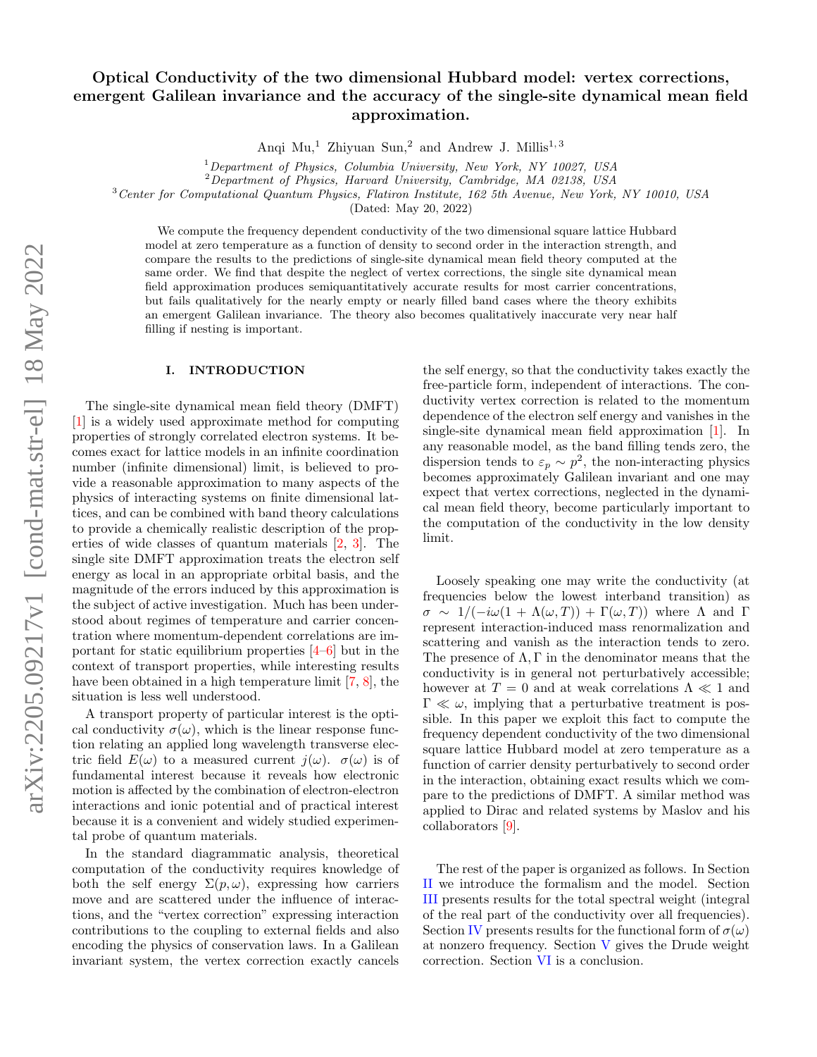# Optical Conductivity of the two dimensional Hubbard model: vertex corrections, emergent Galilean invariance and the accuracy of the single-site dynamical mean field approximation.

Anqi Mu,[1] Zhiyuan Sun,[2] and Andrew J. Millis[1,3]

[1] *Department of Physics, Columbia University, New York, NY 10027, USA*
[2] *Department of Physics, Harvard University, Cambridge, MA 02138, USA*
[3] *Center for Computational Quantum Physics, Flatiron Institute, 162 5th Avenue, New York, NY 10010, USA*

(Dated: May 20, 2022)

We compute the frequency dependent conductivity of the two dimensional square lattice Hubbard model at zero temperature as a function of density to second order in the interaction strength, and compare the results to the predictions of single-site dynamical mean field theory computed at the same order. We find that despite the neglect of vertex corrections, the single site dynamical mean field approximation produces semiquantitatively accurate results for most carrier concentrations, but fails qualitatively for the nearly empty or nearly filled band cases where the theory exhibits an emergent Galilean invariance. The theory also becomes qualitatively inaccurate very near half filling if nesting is important.

## I. INTRODUCTION

The single-site dynamical mean field theory (DMFT) [1] is a widely used approximate method for computing properties of strongly correlated electron systems. It becomes exact for lattice models in an infinite coordination number (infinite dimensional) limit, is believed to provide a reasonable approximation to many aspects of the physics of interacting systems on finite dimensional lattices, and can be combined with band theory calculations to provide a chemically realistic description of the properties of wide classes of quantum materials [2, 3]. The single site DMFT approximation treats the electron self energy as local in an appropriate orbital basis, and the magnitude of the errors induced by this approximation is the subject of active investigation. Much has been understood about regimes of temperature and carrier concentration where momentum-dependent correlations are important for static equilibrium properties [4–6] but in the context of transport properties, while interesting results have been obtained in a high temperature limit [7, 8], the situation is less well understood.

A transport property of particular interest is the optical conductivity $\sigma(\omega)$, which is the linear response function relating an applied long wavelength transverse electric field $E(\omega)$ to a measured current $j(\omega)$. $\sigma(\omega)$ is of fundamental interest because it reveals how electronic motion is affected by the combination of electron-electron interactions and ionic potential and of practical interest because it is a convenient and widely studied experimental probe of quantum materials.

In the standard diagrammatic analysis, theoretical computation of the conductivity requires knowledge of both the self energy $\Sigma(p, \omega)$, expressing how carriers move and are scattered under the influence of interactions, and the "vertex correction" expressing interaction contributions to the coupling to external fields and also encoding the physics of conservation laws. In a Galilean invariant system, the vertex correction exactly cancels the self energy, so that the conductivity takes exactly the free-particle form, independent of interactions. The conductivity vertex correction is related to the momentum dependence of the electron self energy and vanishes in the single-site dynamical mean field approximation [1]. In any reasonable model, as the band filling tends zero, the dispersion tends to $\varepsilon_p \sim p^2$, the non-interacting physics becomes approximately Galilean invariant and one may expect that vertex corrections, neglected in the dynamical mean field theory, become particularly important to the computation of the conductivity in the low density limit.

Loosely speaking one may write the conductivity (at frequencies below the lowest interband transition) as $\sigma \sim 1/(-i\omega(1 + \Lambda(\omega, T)) + \Gamma(\omega, T))$ where $\Lambda$ and $\Gamma$ represent interaction-induced mass renormalization and scattering and vanish as the interaction tends to zero. The presence of $\Lambda, \Gamma$ in the denominator means that the conductivity is in general not perturbatively accessible; however at $T = 0$ and at weak correlations $\Lambda \ll 1$ and $\Gamma \ll \omega$, implying that a perturbative treatment is possible. In this paper we exploit this fact to compute the frequency dependent conductivity of the two dimensional square lattice Hubbard model at zero temperature as a function of carrier density perturbatively to second order in the interaction, obtaining exact results which we compare to the predictions of DMFT. A similar method was applied to Dirac and related systems by Maslov and his collaborators [9].

The rest of the paper is organized as follows. In Section II we introduce the formalism and the model. Section III presents results for the total spectral weight (integral of the real part of the conductivity over all frequencies). Section IV presents results for the functional form of $\sigma(\omega)$ at nonzero frequency. Section V gives the Drude weight correction. Section VI is a conclusion.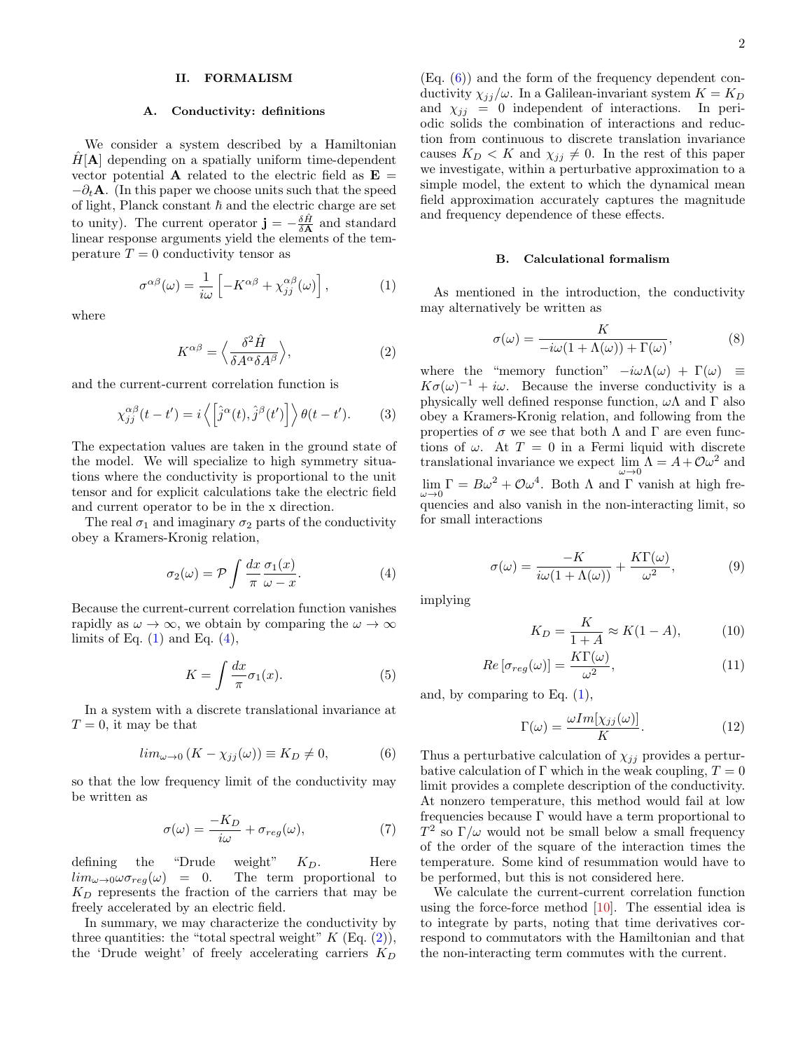## II. FORMALISM

### A. Conductivity: definitions

We consider a system described by a Hamiltonian $\hat{H}[\mathbf{A}]$ depending on a spatially uniform time-dependent vector potential $\mathbf{A}$ related to the electric field as $\mathbf{E} = -\partial_t \mathbf{A}$. (In this paper we choose units such that the speed of light, Planck constant $\hbar$ and the electric charge are set to unity). The current operator $\mathbf{j} = -\frac{\delta \hat{H}}{\delta \mathbf{A}}$ and standard linear response arguments yield the elements of the temperature $T = 0$ conductivity tensor as

$$\sigma^{\alpha\beta}(\omega) = \frac{1}{i\omega}\left[-K^{\alpha\beta} + \chi_{jj}^{\alpha\beta}(\omega)\right], \tag{1}$$

where

$$K^{\alpha\beta} = \left\langle \frac{\delta^2 \hat{H}}{\delta A^\alpha \delta A^\beta} \right\rangle, \tag{2}$$

and the current-current correlation function is

$$\chi_{jj}^{\alpha\beta}(t - t') = i\left\langle \left[\hat{j}^\alpha(t), \hat{j}^\beta(t')\right] \right\rangle \theta(t - t'). \tag{3}$$

The expectation values are taken in the ground state of the model. We will specialize to high symmetry situations where the conductivity is proportional to the unit tensor and for explicit calculations take the electric field and current operator to be in the x direction.

The real $\sigma_1$ and imaginary $\sigma_2$ parts of the conductivity obey a Kramers-Kronig relation,

$$\sigma_2(\omega) = \mathcal{P}\int \frac{dx}{\pi}\frac{\sigma_1(x)}{\omega - x}. \tag{4}$$

Because the current-current correlation function vanishes rapidly as $\omega \to \infty$, we obtain by comparing the $\omega \to \infty$ limits of Eq. (1) and Eq. (4),

$$K = \int \frac{dx}{\pi}\sigma_1(x). \tag{5}$$

In a system with a discrete translational invariance at $T = 0$, it may be that

$$lim_{\omega\to 0}\left(K - \chi_{jj}(\omega)\right) \equiv K_D \neq 0, \tag{6}$$

so that the low frequency limit of the conductivity may be written as

$$\sigma(\omega) = \frac{-K_D}{i\omega} + \sigma_{reg}(\omega), \tag{7}$$

defining the "Drude weight" $K_D$. Here $lim_{\omega\to 0}\omega\sigma_{reg}(\omega) = 0$. The term proportional to $K_D$ represents the fraction of the carriers that may be freely accelerated by an electric field.

In summary, we may characterize the conductivity by three quantities: the "total spectral weight" $K$ (Eq. (2)), the 'Drude weight' of freely accelerating carriers $K_D$ (Eq. (6)) and the form of the frequency dependent conductivity $\chi_{jj}/\omega$. In a Galilean-invariant system $K = K_D$ and $\chi_{jj} = 0$ independent of interactions. In periodic solids the combination of interactions and reduction from continuous to discrete translation invariance causes $K_D < K$ and $\chi_{jj} \neq 0$. In the rest of this paper we investigate, within a perturbative approximation to a simple model, the extent to which the dynamical mean field approximation accurately captures the magnitude and frequency dependence of these effects.

### B. Calculational formalism

As mentioned in the introduction, the conductivity may alternatively be written as

$$\sigma(\omega) = \frac{K}{-i\omega(1 + \Lambda(\omega)) + \Gamma(\omega)}, \tag{8}$$

where the "memory function" $-i\omega\Lambda(\omega) + \Gamma(\omega) \equiv K\sigma(\omega)^{-1} + i\omega$. Because the inverse conductivity is a physically well defined response function, $\omega\Lambda$ and $\Gamma$ also obey a Kramers-Kronig relation, and following from the properties of $\sigma$ we see that both $\Lambda$ and $\Gamma$ are even functions of $\omega$. At $T = 0$ in a Fermi liquid with discrete translational invariance we expect $\lim_{\omega\to 0}\Lambda = A + \mathcal{O}\omega^2$ and $\lim_{\omega\to 0}\Gamma = B\omega^2 + \mathcal{O}\omega^4$. Both $\Lambda$ and $\Gamma$ vanish at high frequencies and also vanish in the non-interacting limit, so for small interactions

$$\sigma(\omega) = \frac{-K}{i\omega(1 + \Lambda(\omega))} + \frac{K\Gamma(\omega)}{\omega^2}, \tag{9}$$

implying

$$K_D = \frac{K}{1 + A} \approx K(1 - A), \tag{10}$$

$$Re\left[\sigma_{reg}(\omega)\right] = \frac{K\Gamma(\omega)}{\omega^2}, \tag{11}$$

and, by comparing to Eq. (1),

$$\Gamma(\omega) = \frac{\omega Im[\chi_{jj}(\omega)]}{K}. \tag{12}$$

Thus a perturbative calculation of $\chi_{jj}$ provides a perturbative calculation of $\Gamma$ which in the weak coupling, $T = 0$ limit provides a complete description of the conductivity. At nonzero temperature, this method would fail at low frequencies because $\Gamma$ would have a term proportional to $T^2$ so $\Gamma/\omega$ would not be small below a small frequency of the order of the square of the interaction times the temperature. Some kind of resummation would have to be performed, but this is not considered here.

We calculate the current-current correlation function using the force-force method [10]. The essential idea is to integrate by parts, noting that time derivatives correspond to commutators with the Hamiltonian and that the non-interacting term commutes with the current.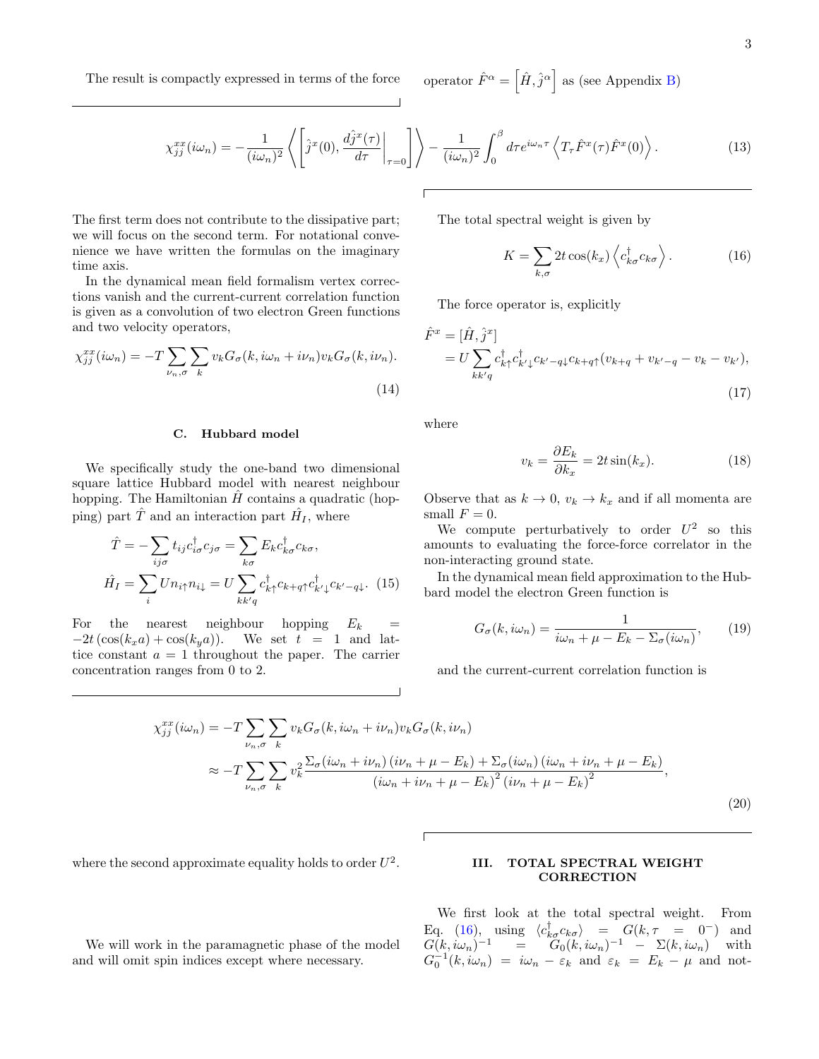The result is compactly expressed in terms of the force operator $\hat{F}^\alpha = \left[\hat{H}, \hat{j}^\alpha\right]$ as (see Appendix B)

$$\chi^{xx}_{jj}(i\omega_n) = -\frac{1}{(i\omega_n)^2}\left\langle \left[\hat{j}^x(0), \left.\frac{d\hat{j}^x(\tau)}{d\tau}\right|_{\tau=0}\right]\right\rangle - \frac{1}{(i\omega_n)^2}\int_0^\beta d\tau e^{i\omega_n \tau}\left\langle T_\tau \hat{F}^x(\tau)\hat{F}^x(0)\right\rangle . \tag{13}$$

The first term does not contribute to the dissipative part; we will focus on the second term. For notational convenience we have written the formulas on the imaginary time axis.

In the dynamical mean field formalism vertex corrections vanish and the current-current correlation function is given as a convolution of two electron Green functions and two velocity operators,

$$\chi^{xx}_{jj}(i\omega_n) = -T\sum_{\nu_n,\sigma}\sum_k v_k G_\sigma(k, i\omega_n + i\nu_n) v_k G_\sigma(k, i\nu_n). \tag{14}$$

### C. Hubbard model

We specifically study the one-band two dimensional square lattice Hubbard model with nearest neighbour hopping. The Hamiltonian $\hat{H}$ contains a quadratic (hopping) part $\hat{T}$ and an interaction part $\hat{H}_I$, where

$$\begin{aligned}
\hat{T} &= -\sum_{ij\sigma} t_{ij} c^\dagger_{i\sigma} c_{j\sigma} = \sum_{k\sigma} E_k c^\dagger_{k\sigma} c_{k\sigma}, \\
\hat{H}_I &= \sum_i U n_{i\uparrow} n_{i\downarrow} = U\sum_{kk'q} c^\dagger_{k\uparrow} c_{k+q\uparrow} c^\dagger_{k'\downarrow} c_{k'-q\downarrow}.
\end{aligned} \tag{15}$$

For the nearest neighbour hopping $E_k = -2t\left(\cos(k_x a) + \cos(k_y a)\right)$. We set $t = 1$ and lattice constant $a = 1$ throughout the paper. The carrier concentration ranges from 0 to 2.

The total spectral weight is given by

$$K = \sum_{k,\sigma} 2t\cos(k_x)\left\langle c^\dagger_{k\sigma} c_{k\sigma}\right\rangle . \tag{16}$$

The force operator is, explicitly

$$\begin{aligned}
\hat{F}^x &= [\hat{H}, \hat{j}^x] \\
&= U\sum_{kk'q} c^\dagger_{k\uparrow} c^\dagger_{k'\downarrow} c_{k'-q\downarrow} c_{k+q\uparrow}(v_{k+q} + v_{k'-q} - v_k - v_{k'}),
\end{aligned} \tag{17}$$

where

$$v_k = \frac{\partial E_k}{\partial k_x} = 2t\sin(k_x). \tag{18}$$

Observe that as $k \to 0$, $v_k \to k_x$ and if all momenta are small $F = 0$.

We compute perturbatively to order $U^2$ so this amounts to evaluating the force-force correlator in the non-interacting ground state.

In the dynamical mean field approximation to the Hubbard model the electron Green function is

$$G_\sigma(k, i\omega_n) = \frac{1}{i\omega_n + \mu - E_k - \Sigma_\sigma(i\omega_n)}, \tag{19}$$

and the current-current correlation function is

$$\begin{aligned}
\chi^{xx}_{jj}(i\omega_n) &= -T\sum_{\nu_n,\sigma}\sum_k v_k G_\sigma(k, i\omega_n + i\nu_n) v_k G_\sigma(k, i\nu_n) \\
&\approx -T\sum_{\nu_n,\sigma}\sum_k v_k^2 \frac{\Sigma_\sigma(i\omega_n + i\nu_n)\left(i\nu_n + \mu - E_k\right) + \Sigma_\sigma(i\omega_n)\left(i\omega_n + i\nu_n + \mu - E_k\right)}{\left(i\omega_n + i\nu_n + \mu - E_k\right)^2\left(i\nu_n + \mu - E_k\right)^2},
\end{aligned} \tag{20}$$

where the second approximate equality holds to order $U^2$.

We will work in the paramagnetic phase of the model and will omit spin indices except where necessary.

## III. TOTAL SPECTRAL WEIGHT CORRECTION

We first look at the total spectral weight. From Eq. (16), using $\langle c^\dagger_{k\sigma} c_{k\sigma}\rangle = G(k, \tau = 0^-)$ and $G(k, i\omega_n)^{-1} = G_0(k, i\omega_n)^{-1} - \Sigma(k, i\omega_n)$ with $G_0^{-1}(k, i\omega_n) = i\omega_n - \varepsilon_k$ and $\varepsilon_k = E_k - \mu$ and not-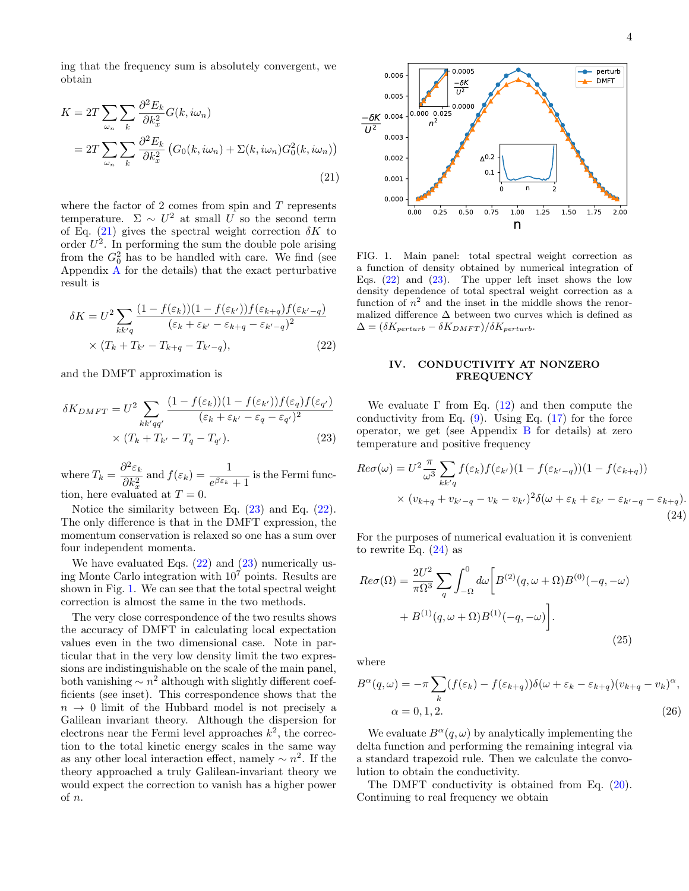ing that the frequency sum is absolutely convergent, we obtain

$$
\begin{aligned}
K &= 2T \sum_{\omega_n} \sum_k \frac{\partial^2 E_k}{\partial k_x^2} G(k, i\omega_n) \\
&= 2T \sum_{\omega_n} \sum_k \frac{\partial^2 E_k}{\partial k_x^2} \left( G_0(k, i\omega_n) + \Sigma(k, i\omega_n) G_0^2(k, i\omega_n) \right)
\end{aligned} \tag{21}
$$

where the factor of 2 comes from spin and $T$ represents temperature. $\Sigma \sim U^2$ at small $U$ so the second term of Eq. (21) gives the spectral weight correction $\delta K$ to order $U^2$. In performing the sum the double pole arising from the $G_0^2$ has to be handled with care. We find (see Appendix A for the details) that the exact perturbative result is

$$
\begin{aligned}
\delta K = U^2 \sum_{kk'q} & \frac{(1 - f(\varepsilon_k))(1 - f(\varepsilon_{k'}))f(\varepsilon_{k+q})f(\varepsilon_{k'-q})}{(\varepsilon_k + \varepsilon_{k'} - \varepsilon_{k+q} - \varepsilon_{k'-q})^2} \\
& \times (T_k + T_{k'} - T_{k+q} - T_{k'-q}),
\end{aligned} \tag{22}
$$

and the DMFT approximation is

$$
\begin{aligned}
\delta K_{DMFT} = U^2 \sum_{kk'qq'} & \frac{(1 - f(\varepsilon_k))(1 - f(\varepsilon_{k'}))f(\varepsilon_q)f(\varepsilon_{q'})}{(\varepsilon_k + \varepsilon_{k'} - \varepsilon_q - \varepsilon_{q'})^2} \\
& \times (T_k + T_{k'} - T_q - T_{q'}).
\end{aligned} \tag{23}
$$

where $T_k = \dfrac{\partial^2 \varepsilon_k}{\partial k_x^2}$ and $f(\varepsilon_k) = \dfrac{1}{e^{\beta \varepsilon_k} + 1}$ is the Fermi function, here evaluated at $T = 0$.

Notice the similarity between Eq. (23) and Eq. (22). The only difference is that in the DMFT expression, the momentum conservation is relaxed so one has a sum over four independent momenta.

We have evaluated Eqs. (22) and (23) numerically using Monte Carlo integration with $10^7$ points. Results are shown in Fig. 1. We can see that the total spectral weight correction is almost the same in the two methods.

The very close correspondence of the two results shows the accuracy of DMFT in calculating local expectation values even in the two dimensional case. Note in particular that in the very low density limit the two expressions are indistinguishable on the scale of the main panel, both vanishing $\sim n^2$ although with slightly different coefficients (see inset). This correspondence shows that the $n \to 0$ limit of the Hubbard model is not precisely a Galilean invariant theory. Although the dispersion for electrons near the Fermi level approaches $k^2$, the correction to the total kinetic energy scales in the same way as any other local interaction effect, namely $\sim n^2$. If the theory approached a truly Galilean-invariant theory we would expect the correction to vanish has a higher power of $n$.

FIG. 1. Main panel: total spectral weight correction as a function of density obtained by numerical integration of Eqs. (22) and (23). The upper left inset shows the low density dependence of total spectral weight correction as a function of $n^2$ and the inset in the middle shows the renormalized difference $\Delta$ between two curves which is defined as $\Delta = (\delta K_{perturb} - \delta K_{DMFT})/\delta K_{perturb}$.

## IV. CONDUCTIVITY AT NONZERO FREQUENCY

We evaluate $\Gamma$ from Eq. (12) and then compute the conductivity from Eq. (9). Using Eq. (17) for the force operator, we get (see Appendix B for details) at zero temperature and positive frequency

$$
\begin{aligned}
Re\sigma(\omega) = U^2 \frac{\pi}{\omega^3} \sum_{kk'q} & f(\varepsilon_k) f(\varepsilon_{k'})(1 - f(\varepsilon_{k'-q}))(1 - f(\varepsilon_{k+q})) \\
& \times (v_{k+q} + v_{k'-q} - v_k - v_{k'})^2 \delta(\omega + \varepsilon_k + \varepsilon_{k'} - \varepsilon_{k'-q} - \varepsilon_{k+q}).
\end{aligned} \tag{24}
$$

For the purposes of numerical evaluation it is convenient to rewrite Eq. (24) as

$$
\begin{aligned}
Re\sigma(\Omega) = \frac{2U^2}{\pi \Omega^3} \sum_q \int_{-\Omega}^{0} d\omega & \Big[ B^{(2)}(q, \omega + \Omega) B^{(0)}(-q, -\omega) \\
& + B^{(1)}(q, \omega + \Omega) B^{(1)}(-q, -\omega) \Big].
\end{aligned} \tag{25}
$$

where

$$
\begin{aligned}
B^\alpha(q, \omega) &= -\pi \sum_k (f(\varepsilon_k) - f(\varepsilon_{k+q})) \delta(\omega + \varepsilon_k - \varepsilon_{k+q})(v_{k+q} - v_k)^\alpha, \\
\alpha &= 0, 1, 2.
\end{aligned} \tag{26}
$$

We evaluate $B^\alpha(q, \omega)$ by analytically implementing the delta function and performing the remaining integral via a standard trapezoid rule. Then we calculate the convolution to obtain the conductivity.

The DMFT conductivity is obtained from Eq. (20). Continuing to real frequency we obtain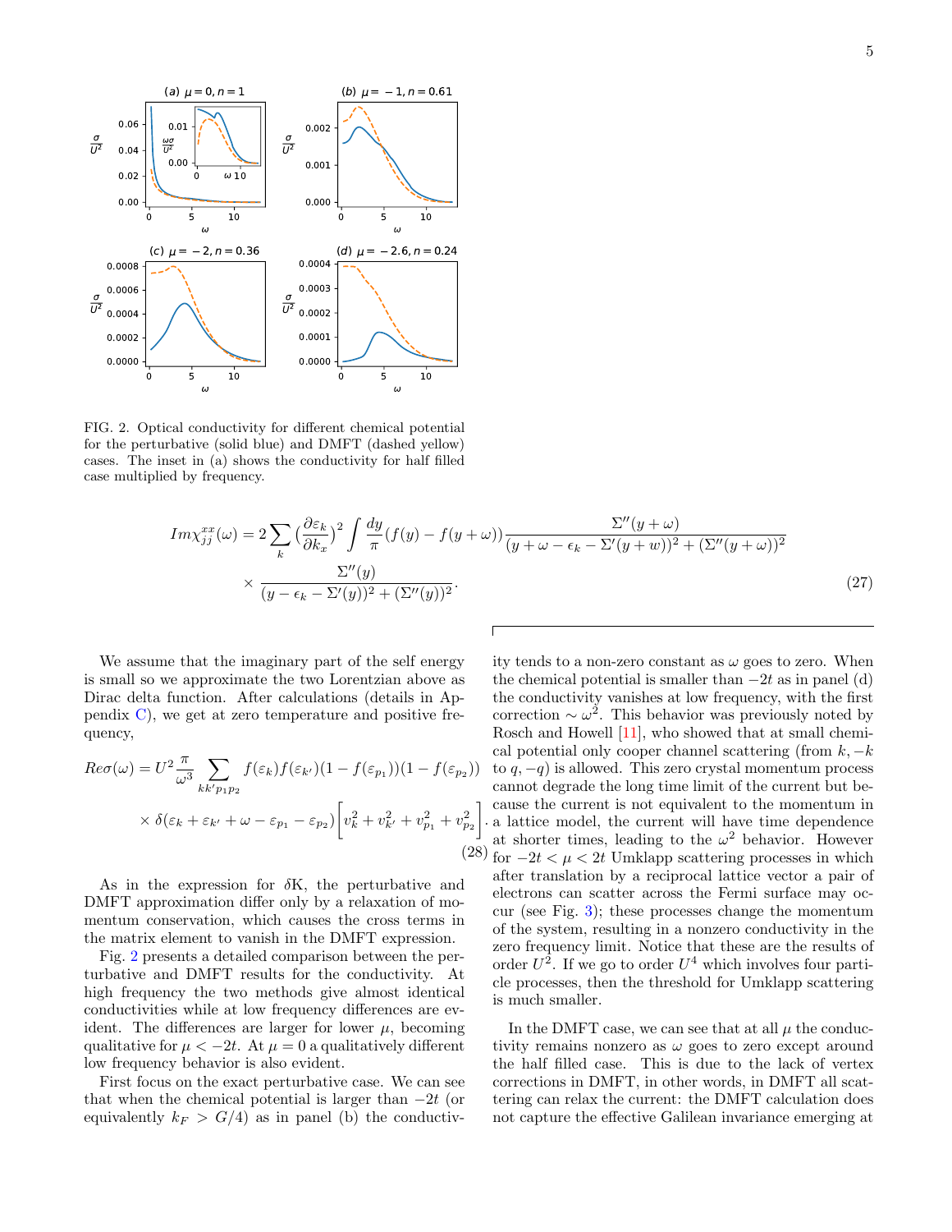FIG. 2. Optical conductivity for different chemical potential for the perturbative (solid blue) and DMFT (dashed yellow) cases. The inset in (a) shows the conductivity for half filled case multiplied by frequency.

$$
Im\chi_{jj}^{xx}(\omega) = 2\sum_k \left(\frac{\partial \varepsilon_k}{\partial k_x}\right)^2 \int \frac{dy}{\pi}(f(y) - f(y+\omega))\frac{\Sigma''(y+\omega)}{(y+\omega-\epsilon_k-\Sigma'(y+w))^2+(\Sigma''(y+\omega))^2} \\
\times \frac{\Sigma''(y)}{(y-\epsilon_k-\Sigma'(y))^2+(\Sigma''(y))^2}. \tag{27}
$$

We assume that the imaginary part of the self energy is small so we approximate the two Lorentzian above as Dirac delta function. After calculations (details in Appendix C), we get at zero temperature and positive frequency,

$$
Re\sigma(\omega) = U^2\frac{\pi}{\omega^3}\sum_{kk'p_1p_2} f(\varepsilon_k)f(\varepsilon_{k'})(1-f(\varepsilon_{p_1}))(1-f(\varepsilon_{p_2})) \\
\times \delta(\varepsilon_k+\varepsilon_{k'}+\omega-\varepsilon_{p_1}-\varepsilon_{p_2})\left[v_k^2+v_{k'}^2+v_{p_1}^2+v_{p_2}^2\right]. \tag{28}
$$

As in the expression for δK, the perturbative and DMFT approximation differ only by a relaxation of momentum conservation, which causes the cross terms in the matrix element to vanish in the DMFT expression.

Fig. 2 presents a detailed comparison between the perturbative and DMFT results for the conductivity. At high frequency the two methods give almost identical conductivities while at low frequency differences are evident. The differences are larger for lower $\mu$, becoming qualitative for $\mu < -2t$. At $\mu = 0$ a qualitatively different low frequency behavior is also evident.

First focus on the exact perturbative case. We can see that when the chemical potential is larger than $-2t$ (or equivalently $k_F > G/4$) as in panel (b) the conductivity tends to a non-zero constant as $\omega$ goes to zero. When the chemical potential is smaller than $-2t$ as in panel (d) the conductivity vanishes at low frequency, with the first correction $\sim \omega^2$. This behavior was previously noted by Rosch and Howell [11], who showed that at small chemical potential only cooper channel scattering (from $k, -k$ to $q, -q$) is allowed. This zero crystal momentum process cannot degrade the long time limit of the current but because the current is not equivalent to the momentum in a lattice model, the current will have time dependence at shorter times, leading to the $\omega^2$ behavior. However for $-2t < \mu < 2t$ Umklapp scattering processes in which after translation by a reciprocal lattice vector a pair of electrons can scatter across the Fermi surface may occur (see Fig. 3); these processes change the momentum of the system, resulting in a nonzero conductivity in the zero frequency limit. Notice that these are the results of order $U^2$. If we go to order $U^4$ which involves four particle processes, then the threshold for Umklapp scattering is much smaller.

In the DMFT case, we can see that at all $\mu$ the conductivity remains nonzero as $\omega$ goes to zero except around the half filled case. This is due to the lack of vertex corrections in DMFT, in other words, in DMFT all scattering can relax the current: the DMFT calculation does not capture the effective Galilean invariance emerging at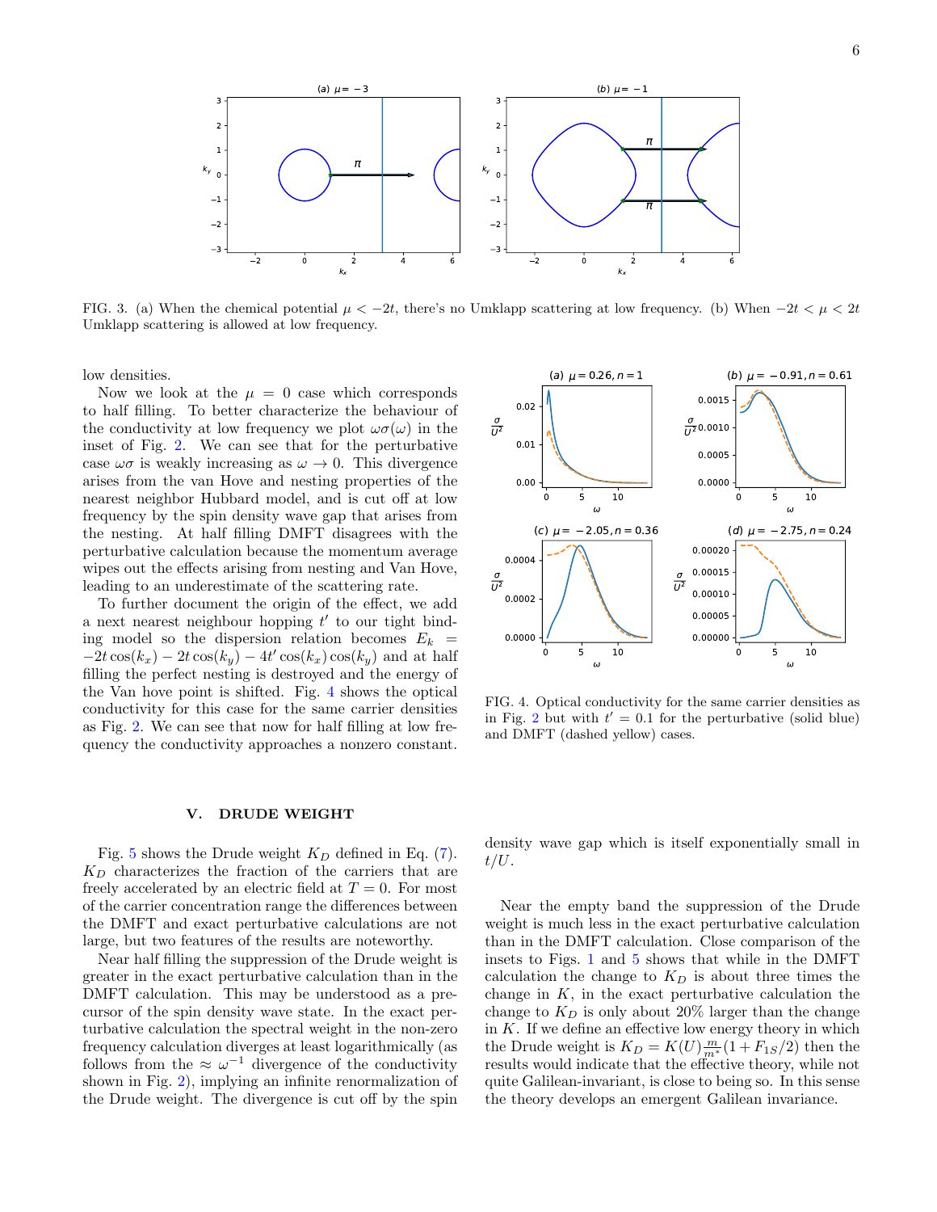FIG. 3. (a) When the chemical potential $\mu < -2t$, there's no Umklapp scattering at low frequency. (b) When $-2t < \mu < 2t$ Umklapp scattering is allowed at low frequency.

low densities.

Now we look at the $\mu = 0$ case which corresponds to half filling. To better characterize the behaviour of the conductivity at low frequency we plot $\omega\sigma(\omega)$ in the inset of Fig. 2. We can see that for the perturbative case $\omega\sigma$ is weakly increasing as $\omega \to 0$. This divergence arises from the van Hove and nesting properties of the nearest neighbor Hubbard model, and is cut off at low frequency by the spin density wave gap that arises from the nesting. At half filling DMFT disagrees with the perturbative calculation because the momentum average wipes out the effects arising from nesting and Van Hove, leading to an underestimate of the scattering rate.

To further document the origin of the effect, we add a next nearest neighbour hopping $t'$ to our tight binding model so the dispersion relation becomes $E_k = -2t\cos(k_x) - 2t\cos(k_y) - 4t'\cos(k_x)\cos(k_y)$ and at half filling the perfect nesting is destroyed and the energy of the Van hove point is shifted. Fig. 4 shows the optical conductivity for this case for the same carrier densities as Fig. 2. We can see that now for half filling at low frequency the conductivity approaches a nonzero constant.

FIG. 4. Optical conductivity for the same carrier densities as in Fig. 2 but with $t' = 0.1$ for the perturbative (solid blue) and DMFT (dashed yellow) cases.

## V. DRUDE WEIGHT

Fig. 5 shows the Drude weight $K_D$ defined in Eq. (7). $K_D$ characterizes the fraction of the carriers that are freely accelerated by an electric field at $T = 0$. For most of the carrier concentration range the differences between the DMFT and exact perturbative calculations are not large, but two features of the results are noteworthy.

Near half filling the suppression of the Drude weight is greater in the exact perturbative calculation than in the DMFT calculation. This may be understood as a precursor of the spin density wave state. In the exact perturbative calculation the spectral weight in the non-zero frequency calculation diverges at least logarithmically (as follows from the $\approx \omega^{-1}$ divergence of the conductivity shown in Fig. 2), implying an infinite renormalization of the Drude weight. The divergence is cut off by the spin density wave gap which is itself exponentially small in $t/U$.

Near the empty band the suppression of the Drude weight is much less in the exact perturbative calculation than in the DMFT calculation. Close comparison of the insets to Figs. 1 and 5 shows that while in the DMFT calculation the change to $K_D$ is about three times the change in $K$, in the exact perturbative calculation the change to $K_D$ is only about 20% larger than the change in $K$. If we define an effective low energy theory in which the Drude weight is $K_D = K(U)\frac{m}{m^*}(1 + F_{1S}/2)$ then the results would indicate that the effective theory, while not quite Galilean-invariant, is close to being so. In this sense the theory develops an emergent Galilean invariance.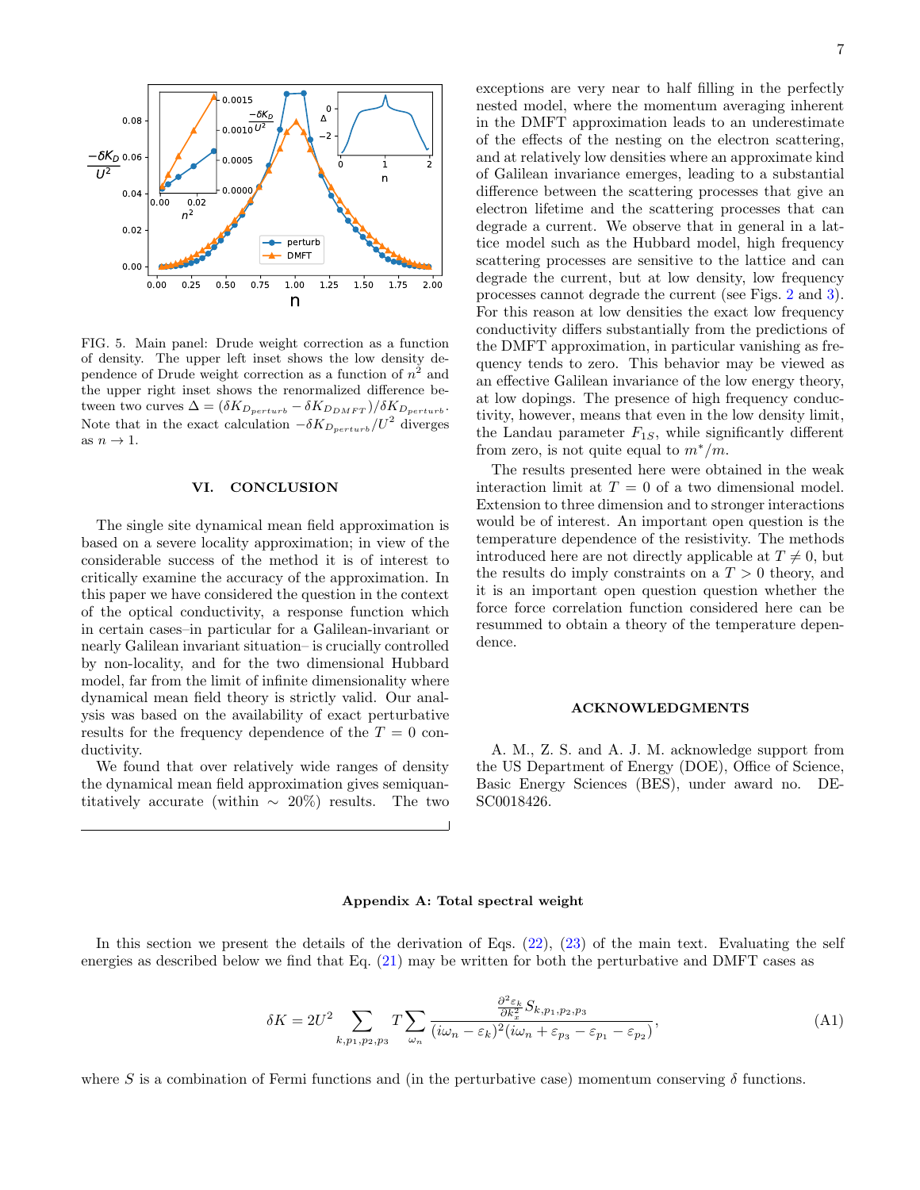FIG. 5. Main panel: Drude weight correction as a function of density. The upper left inset shows the low density dependence of Drude weight correction as a function of $n^2$ and the upper right inset shows the renormalized difference between two curves $\Delta = (\delta K_{D_{perturb}} - \delta K_{D_{DMFT}})/\delta K_{D_{perturb}}$. Note that in the exact calculation $-\delta K_{D_{perturb}}/U^2$ diverges as $n \to 1$.

## VI. CONCLUSION

The single site dynamical mean field approximation is based on a severe locality approximation; in view of the considerable success of the method it is of interest to critically examine the accuracy of the approximation. In this paper we have considered the question in the context of the optical conductivity, a response function which in certain cases–in particular for a Galilean-invariant or nearly Galilean invariant situation– is crucially controlled by non-locality, and for the two dimensional Hubbard model, far from the limit of infinite dimensionality where dynamical mean field theory is strictly valid. Our analysis was based on the availability of exact perturbative results for the frequency dependence of the $T = 0$ conductivity.

We found that over relatively wide ranges of density the dynamical mean field approximation gives semiquantitatively accurate (within $\sim 20\%$) results. The two exceptions are very near to half filling in the perfectly nested model, where the momentum averaging inherent in the DMFT approximation leads to an underestimate of the effects of the nesting on the electron scattering, and at relatively low densities where an approximate kind of Galilean invariance emerges, leading to a substantial difference between the scattering processes that give an electron lifetime and the scattering processes that can degrade a current. We observe that in general in a lattice model such as the Hubbard model, high frequency scattering processes are sensitive to the lattice and can degrade the current, but at low density, low frequency processes cannot degrade the current (see Figs. 2 and 3). For this reason at low densities the exact low frequency conductivity differs substantially from the predictions of the DMFT approximation, in particular vanishing as frequency tends to zero. This behavior may be viewed as an effective Galilean invariance of the low energy theory, at low dopings. The presence of high frequency conductivity, however, means that even in the low density limit, the Landau parameter $F_{1S}$, while significantly different from zero, is not quite equal to $m^*/m$.

The results presented here were obtained in the weak interaction limit at $T = 0$ of a two dimensional model. Extension to three dimension and to stronger interactions would be of interest. An important open question is the temperature dependence of the resistivity. The methods introduced here are not directly applicable at $T \neq 0$, but the results do imply constraints on a $T > 0$ theory, and it is an important open question question whether the force force correlation function considered here can be resummed to obtain a theory of the temperature dependence.

## ACKNOWLEDGMENTS

A. M., Z. S. and A. J. M. acknowledge support from the US Department of Energy (DOE), Office of Science, Basic Energy Sciences (BES), under award no. DE-SC0018426.

### Appendix A: Total spectral weight

In this section we present the details of the derivation of Eqs. (22), (23) of the main text. Evaluating the self energies as described below we find that Eq. (21) may be written for both the perturbative and DMFT cases as

$$\delta K = 2U^2 \sum_{k,p_1,p_2,p_3} T \sum_{\omega_n} \frac{\frac{\partial^2 \varepsilon_k}{\partial k_x^2} S_{k,p_1,p_2,p_3}}{(i\omega_n - \varepsilon_k)^2 (i\omega_n + \varepsilon_{p_3} - \varepsilon_{p_1} - \varepsilon_{p_2})}, \tag{A1}$$

where $S$ is a combination of Fermi functions and (in the perturbative case) momentum conserving $\delta$ functions.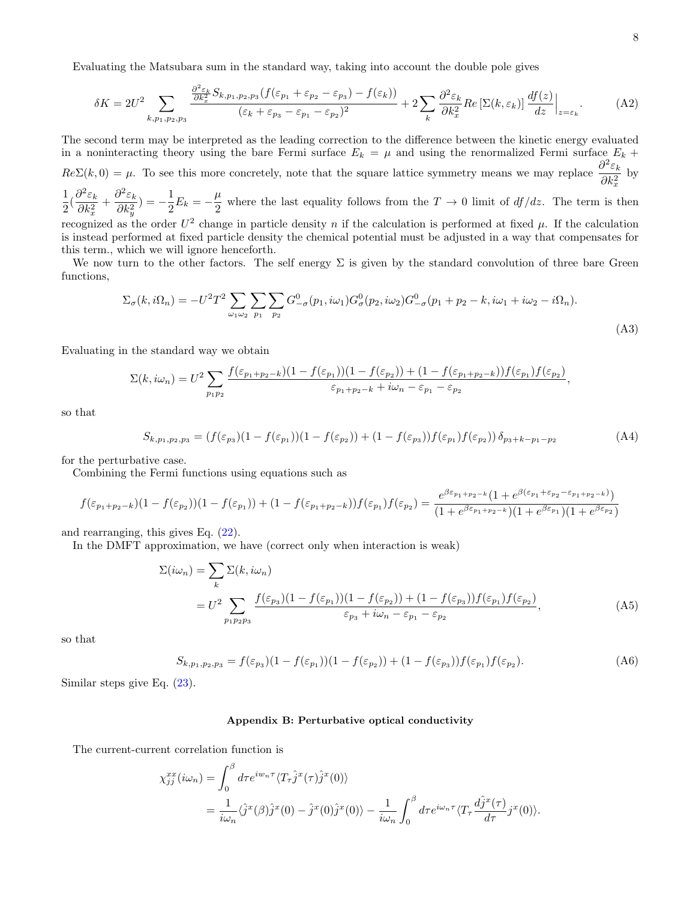Evaluating the Matsubara sum in the standard way, taking into account the double pole gives

$$\delta K = 2U^2 \sum_{k,p_1,p_2,p_3} \frac{\frac{\partial^2 \varepsilon_k}{\partial k_x^2} S_{k,p_1,p_2,p_3}(f(\varepsilon_{p_1}+\varepsilon_{p_2}-\varepsilon_{p_3}) - f(\varepsilon_k))}{(\varepsilon_k + \varepsilon_{p_3} - \varepsilon_{p_1} - \varepsilon_{p_2})^2} + 2\sum_k \frac{\partial^2 \varepsilon_k}{\partial k_x^2} Re\left[\Sigma(k,\varepsilon_k)\right] \frac{df(z)}{dz}\Big|_{z=\varepsilon_k}. \tag{A2}$$

The second term may be interpreted as the leading correction to the difference between the kinetic energy evaluated in a noninteracting theory using the bare Fermi surface $E_k = \mu$ and using the renormalized Fermi surface $E_k + Re\Sigma(k,0) = \mu$. To see this more concretely, note that the square lattice symmetry means we may replace $\dfrac{\partial^2 \varepsilon_k}{\partial k_x^2}$ by $\dfrac{1}{2}(\dfrac{\partial^2 \varepsilon_k}{\partial k_x^2} + \dfrac{\partial^2 \varepsilon_k}{\partial k_y^2}) = -\dfrac{1}{2}E_k = -\dfrac{\mu}{2}$ where the last equality follows from the $T \to 0$ limit of $df/dz$. The term is then recognized as the order $U^2$ change in particle density $n$ if the calculation is performed at fixed $\mu$. If the calculation is instead performed at fixed particle density the chemical potential must be adjusted in a way that compensates for this term., which we will ignore henceforth.

We now turn to the other factors. The self energy $\Sigma$ is given by the standard convolution of three bare Green functions,

$$\Sigma_\sigma(k,i\Omega_n) = -U^2 T^2 \sum_{\omega_1\omega_2} \sum_{p_1} \sum_{p_2} G^0_{-\sigma}(p_1,i\omega_1) G^0_{\sigma}(p_2,i\omega_2) G^0_{-\sigma}(p_1+p_2-k, i\omega_1+i\omega_2-i\Omega_n). \tag{A3}$$

Evaluating in the standard way we obtain

$$\Sigma(k,i\omega_n) = U^2 \sum_{p_1p_2} \frac{f(\varepsilon_{p_1+p_2-k})(1-f(\varepsilon_{p_1}))(1-f(\varepsilon_{p_2})) + (1-f(\varepsilon_{p_1+p_2-k}))f(\varepsilon_{p_1})f(\varepsilon_{p_2})}{\varepsilon_{p_1+p_2-k} + i\omega_n - \varepsilon_{p_1} - \varepsilon_{p_2}},$$

so that

$$S_{k,p_1,p_2,p_3} = (f(\varepsilon_{p_3})(1-f(\varepsilon_{p_1}))(1-f(\varepsilon_{p_2})) + (1-f(\varepsilon_{p_3}))f(\varepsilon_{p_1})f(\varepsilon_{p_2}))\,\delta_{p_3+k-p_1-p_2} \tag{A4}$$

for the perturbative case.

Combining the Fermi functions using equations such as

$$f(\varepsilon_{p_1+p_2-k})(1-f(\varepsilon_{p_2}))(1-f(\varepsilon_{p_1})) + (1-f(\varepsilon_{p_1+p_2-k}))f(\varepsilon_{p_1})f(\varepsilon_{p_2}) = \frac{e^{\beta\varepsilon_{p_1+p_2-k}}(1+e^{\beta(\varepsilon_{p_1}+\varepsilon_{p_2}-\varepsilon_{p_1+p_2-k})})}{(1+e^{\beta\varepsilon_{p_1+p_2-k}})(1+e^{\beta\varepsilon_{p_1}})(1+e^{\beta\varepsilon_{p_2}})}$$

and rearranging, this gives Eq. (22).

In the DMFT approximation, we have (correct only when interaction is weak)

$$\begin{aligned}\Sigma(i\omega_n) &= \sum_k \Sigma(k,i\omega_n) \\ &= U^2 \sum_{p_1p_2p_3} \frac{f(\varepsilon_{p_3})(1-f(\varepsilon_{p_1}))(1-f(\varepsilon_{p_2})) + (1-f(\varepsilon_{p_3}))f(\varepsilon_{p_1})f(\varepsilon_{p_2})}{\varepsilon_{p_3} + i\omega_n - \varepsilon_{p_1} - \varepsilon_{p_2}},\end{aligned} \tag{A5}$$

so that

$$S_{k,p_1,p_2,p_3} = f(\varepsilon_{p_3})(1-f(\varepsilon_{p_1}))(1-f(\varepsilon_{p_2})) + (1-f(\varepsilon_{p_3}))f(\varepsilon_{p_1})f(\varepsilon_{p_2}). \tag{A6}$$

Similar steps give Eq. (23).

### Appendix B: Perturbative optical conductivity

The current-current correlation function is

$$\begin{aligned}\chi^{xx}_{jj}(i\omega_n) &= \int_0^\beta d\tau e^{iw_n\tau}\langle T_\tau \hat{j}^x(\tau)\hat{j}^x(0)\rangle \\ &= \frac{1}{i\omega_n}\langle \hat{j}^x(\beta)\hat{j}^x(0) - \hat{j}^x(0)\hat{j}^x(0)\rangle - \frac{1}{i\omega_n}\int_0^\beta d\tau e^{i\omega_n\tau}\langle T_\tau \frac{d\hat{j}^x(\tau)}{d\tau} j^x(0)\rangle.\end{aligned}$$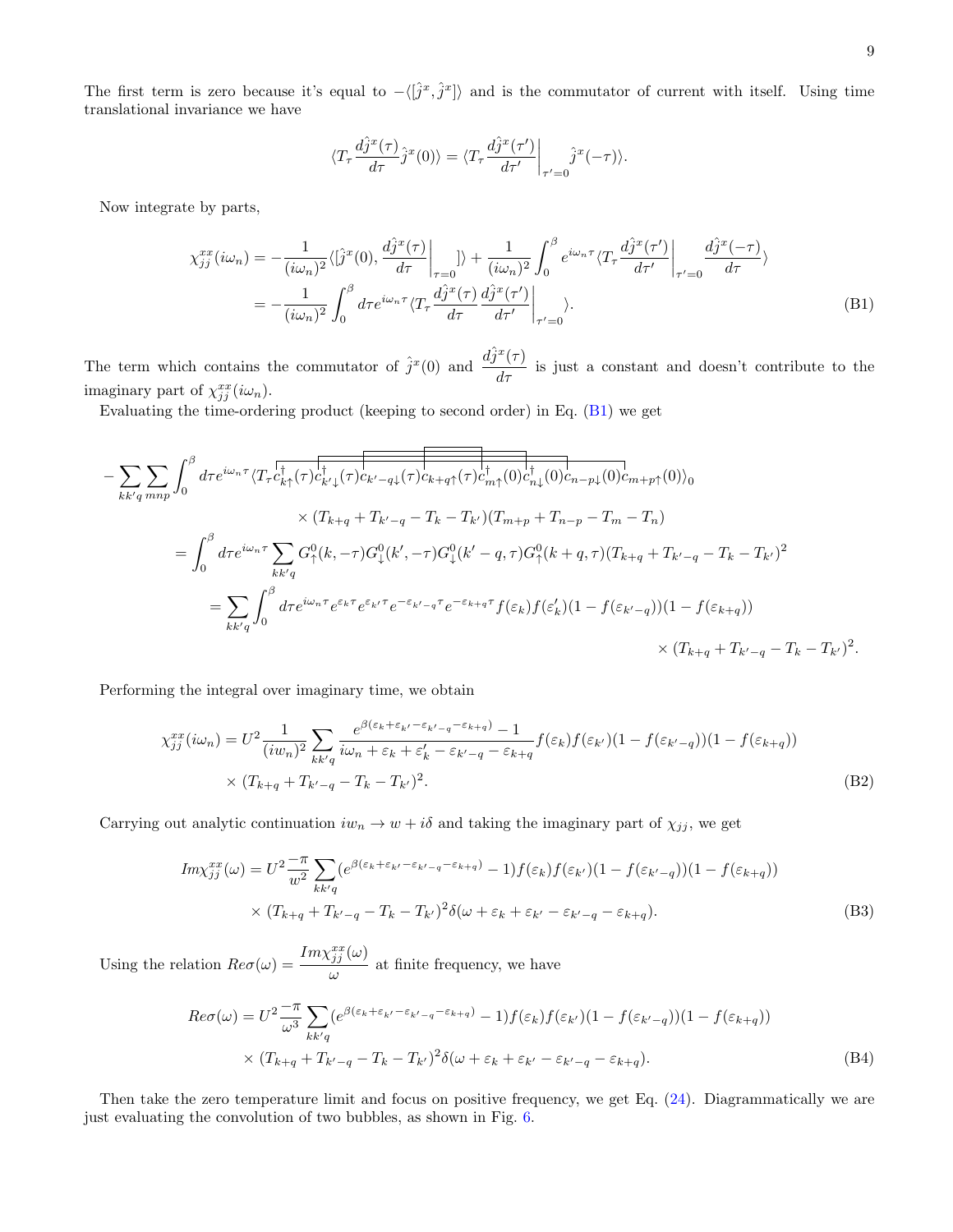The first term is zero because it's equal to $-\langle[\hat{j}^x, \hat{j}^x]\rangle$ and is the commutator of current with itself. Using time translational invariance we have

$$\langle T_\tau \frac{d\hat{j}^x(\tau)}{d\tau}\hat{j}^x(0)\rangle = \langle T_\tau \frac{d\hat{j}^x(\tau')}{d\tau'}\bigg|_{\tau'=0}\hat{j}^x(-\tau)\rangle.$$

Now integrate by parts,

$$\begin{aligned}
\chi^{xx}_{jj}(i\omega_n) &= -\frac{1}{(i\omega_n)^2}\langle[\hat{j}^x(0), \frac{d\hat{j}^x(\tau)}{d\tau}\bigg|_{\tau=0}]\rangle + \frac{1}{(i\omega_n)^2}\int_0^\beta e^{i\omega_n\tau}\langle T_\tau \frac{d\hat{j}^x(\tau')}{d\tau'}\bigg|_{\tau'=0}\frac{d\hat{j}^x(-\tau)}{d\tau}\rangle \\
&= -\frac{1}{(i\omega_n)^2}\int_0^\beta d\tau e^{i\omega_n\tau}\langle T_\tau \frac{d\hat{j}^x(\tau)}{d\tau}\frac{d\hat{j}^x(\tau')}{d\tau'}\bigg|_{\tau'=0}\rangle.
\end{aligned} \tag{B1}$$

The term which contains the commutator of $\hat{j}^x(0)$ and $\dfrac{d\hat{j}^x(\tau)}{d\tau}$ is just a constant and doesn't contribute to the imaginary part of $\chi^{xx}_{jj}(i\omega_n)$.

Evaluating the time-ordering product (keeping to second order) in Eq. (B1) we get

$$\begin{aligned}
&-\sum_{kk'q}\sum_{mnp}\int_0^\beta d\tau e^{i\omega_n\tau}\langle T_\tau c^\dagger_{k\uparrow}(\tau)c^\dagger_{k'\downarrow}(\tau)c_{k'-q\downarrow}(\tau)c_{k+q\uparrow}(\tau)c^\dagger_{m\uparrow}(0)c^\dagger_{n\downarrow}(0)c_{n-p\downarrow}(0)c_{m+p\uparrow}(0)\rangle_0 \\
&\qquad\qquad \times (T_{k+q}+T_{k'-q}-T_k-T_{k'})(T_{m+p}+T_{n-p}-T_m-T_n) \\
&= \int_0^\beta d\tau e^{i\omega_n\tau}\sum_{kk'q}G^0_\uparrow(k,-\tau)G^0_\downarrow(k',-\tau)G^0_\downarrow(k'-q,\tau)G^0_\uparrow(k+q,\tau)(T_{k+q}+T_{k'-q}-T_k-T_{k'})^2 \\
&= \sum_{kk'q}\int_0^\beta d\tau e^{i\omega_n\tau}e^{\varepsilon_k\tau}e^{\varepsilon_{k'}\tau}e^{-\varepsilon_{k'-q}\tau}e^{-\varepsilon_{k+q}\tau}f(\varepsilon_k)f(\varepsilon'_k)(1-f(\varepsilon_{k'-q}))(1-f(\varepsilon_{k+q})) \\
&\qquad\qquad\qquad\qquad\qquad\qquad \times (T_{k+q}+T_{k'-q}-T_k-T_{k'})^2.
\end{aligned}$$

Performing the integral over imaginary time, we obtain

$$\begin{aligned}
\chi^{xx}_{jj}(i\omega_n) &= U^2\frac{1}{(iw_n)^2}\sum_{kk'q}\frac{e^{\beta(\varepsilon_k+\varepsilon_{k'}-\varepsilon_{k'-q}-\varepsilon_{k+q})}-1}{i\omega_n+\varepsilon_k+\varepsilon'_k-\varepsilon_{k'-q}-\varepsilon_{k+q}}f(\varepsilon_k)f(\varepsilon_{k'})(1-f(\varepsilon_{k'-q}))(1-f(\varepsilon_{k+q})) \\
&\times (T_{k+q}+T_{k'-q}-T_k-T_{k'})^2.
\end{aligned} \tag{B2}$$

Carrying out analytic continuation $iw_n \to w + i\delta$ and taking the imaginary part of $\chi_{jj}$, we get

$$\begin{aligned}
Im\chi^{xx}_{jj}(\omega) &= U^2\frac{-\pi}{w^2}\sum_{kk'q}(e^{\beta(\varepsilon_k+\varepsilon_{k'}-\varepsilon_{k'-q}-\varepsilon_{k+q})}-1)f(\varepsilon_k)f(\varepsilon_{k'})(1-f(\varepsilon_{k'-q}))(1-f(\varepsilon_{k+q})) \\
&\times (T_{k+q}+T_{k'-q}-T_k-T_{k'})^2\delta(\omega+\varepsilon_k+\varepsilon_{k'}-\varepsilon_{k'-q}-\varepsilon_{k+q}).
\end{aligned} \tag{B3}$$

Using the relation $Re\sigma(\omega) = \dfrac{Im\chi^{xx}_{jj}(\omega)}{\omega}$ at finite frequency, we have

$$\begin{aligned}
Re\sigma(\omega) &= U^2\frac{-\pi}{\omega^3}\sum_{kk'q}(e^{\beta(\varepsilon_k+\varepsilon_{k'}-\varepsilon_{k'-q}-\varepsilon_{k+q})}-1)f(\varepsilon_k)f(\varepsilon_{k'})(1-f(\varepsilon_{k'-q}))(1-f(\varepsilon_{k+q})) \\
&\times (T_{k+q}+T_{k'-q}-T_k-T_{k'})^2\delta(\omega+\varepsilon_k+\varepsilon_{k'}-\varepsilon_{k'-q}-\varepsilon_{k+q}).
\end{aligned} \tag{B4}$$

Then take the zero temperature limit and focus on positive frequency, we get Eq. (24). Diagrammatically we are just evaluating the convolution of two bubbles, as shown in Fig. 6.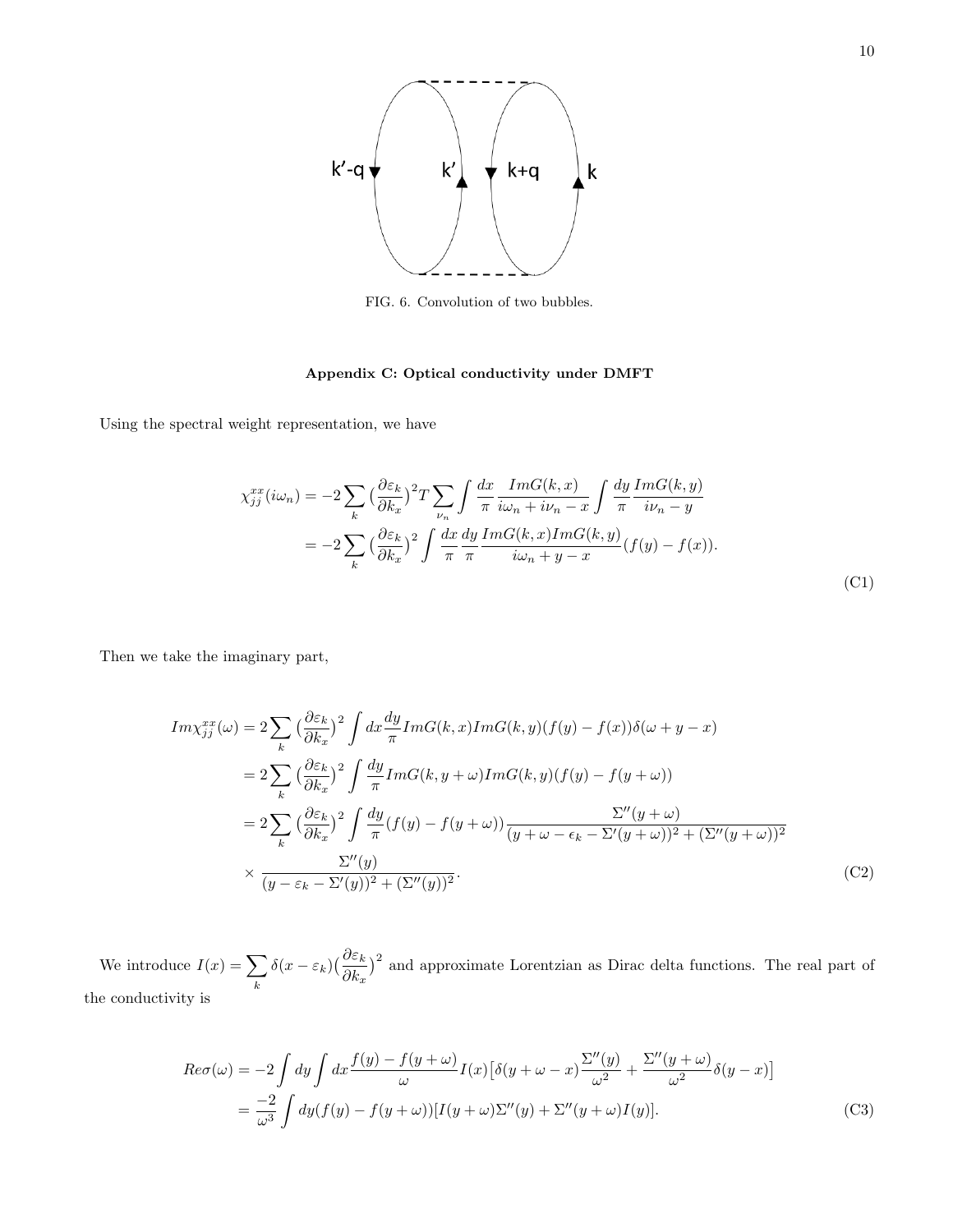FIG. 6. Convolution of two bubbles.

### Appendix C: Optical conductivity under DMFT

Using the spectral weight representation, we have

$$
\begin{aligned}
\chi_{jj}^{xx}(i\omega_n) &= -2\sum_k \big(\frac{\partial \varepsilon_k}{\partial k_x}\big)^2 T\sum_{\nu_n}\int \frac{dx}{\pi}\frac{ImG(k,x)}{i\omega_n + i\nu_n - x}\int \frac{dy}{\pi}\frac{ImG(k,y)}{i\nu_n - y} \\
&= -2\sum_k \big(\frac{\partial \varepsilon_k}{\partial k_x}\big)^2 \int \frac{dx}{\pi}\frac{dy}{\pi}\frac{ImG(k,x)ImG(k,y)}{i\omega_n + y - x}(f(y)-f(x)).
\end{aligned}
\tag{C1}
$$

Then we take the imaginary part,

$$
\begin{aligned}
Im\chi_{jj}^{xx}(\omega) &= 2\sum_k \big(\frac{\partial \varepsilon_k}{\partial k_x}\big)^2 \int dx \frac{dy}{\pi} ImG(k,x)ImG(k,y)(f(y)-f(x))\delta(\omega + y - x) \\
&= 2\sum_k \big(\frac{\partial \varepsilon_k}{\partial k_x}\big)^2 \int \frac{dy}{\pi} ImG(k,y+\omega)ImG(k,y)(f(y)-f(y+\omega)) \\
&= 2\sum_k \big(\frac{\partial \varepsilon_k}{\partial k_x}\big)^2 \int \frac{dy}{\pi}(f(y)-f(y+\omega))\frac{\Sigma''(y+\omega)}{(y+\omega-\epsilon_k-\Sigma'(y+\omega))^2+(\Sigma''(y+\omega))^2} \\
&\times \frac{\Sigma''(y)}{(y-\varepsilon_k-\Sigma'(y))^2+(\Sigma''(y))^2}.
\end{aligned}
\tag{C2}
$$

We introduce $I(x) = \sum_k \delta(x-\varepsilon_k)\big(\frac{\partial \varepsilon_k}{\partial k_x}\big)^2$ and approximate Lorentzian as Dirac delta functions. The real part of the conductivity is

$$
\begin{aligned}
Re\sigma(\omega) &= -2\int dy \int dx \frac{f(y)-f(y+\omega)}{\omega} I(x)\big[\delta(y+\omega-x)\frac{\Sigma''(y)}{\omega^2} + \frac{\Sigma''(y+\omega)}{\omega^2}\delta(y-x)\big] \\
&= \frac{-2}{\omega^3}\int dy(f(y)-f(y+\omega))[I(y+\omega)\Sigma''(y) + \Sigma''(y+\omega)I(y)].
\end{aligned}
\tag{C3}
$$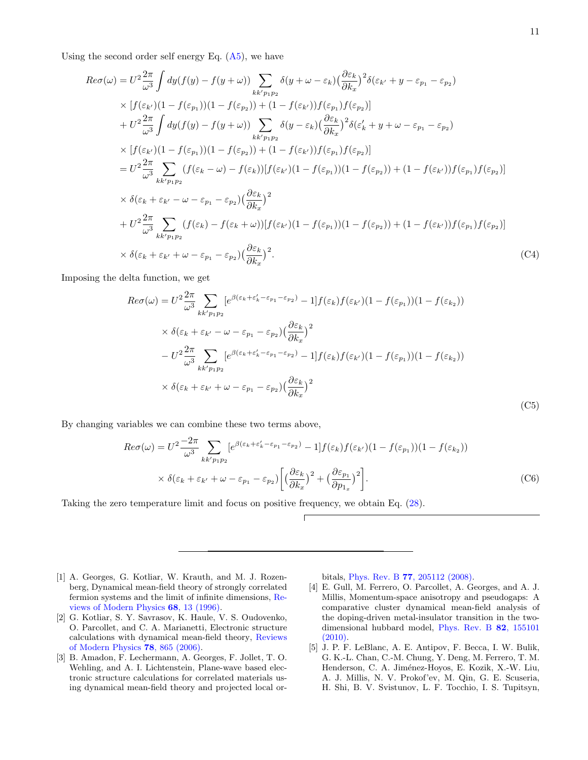Using the second order self energy Eq. (A5), we have

$$
\begin{aligned}
Re\sigma(\omega) &= U^2 \frac{2\pi}{\omega^3} \int dy (f(y) - f(y+\omega)) \sum_{kk'p_1p_2} \delta(y + \omega - \varepsilon_k) \big(\frac{\partial \varepsilon_k}{\partial k_x}\big)^2 \delta(\varepsilon_{k'} + y - \varepsilon_{p_1} - \varepsilon_{p_2}) \\
&\times [f(\varepsilon_{k'})(1 - f(\varepsilon_{p_1}))(1 - f(\varepsilon_{p_2})) + (1 - f(\varepsilon_{k'})) f(\varepsilon_{p_1}) f(\varepsilon_{p_2})] \\
&+ U^2 \frac{2\pi}{\omega^3} \int dy (f(y) - f(y+\omega)) \sum_{kk'p_1p_2} \delta(y - \varepsilon_k) \big(\frac{\partial \varepsilon_k}{\partial k_x}\big)^2 \delta(\varepsilon_k' + y + \omega - \varepsilon_{p_1} - \varepsilon_{p_2}) \\
&\times [f(\varepsilon_{k'})(1 - f(\varepsilon_{p_1}))(1 - f(\varepsilon_{p_2})) + (1 - f(\varepsilon_{k'})) f(\varepsilon_{p_1}) f(\varepsilon_{p_2})] \\
&= U^2 \frac{2\pi}{\omega^3} \sum_{kk'p_1p_2} (f(\varepsilon_k - \omega) - f(\varepsilon_k)) [f(\varepsilon_{k'})(1 - f(\varepsilon_{p_1}))(1 - f(\varepsilon_{p_2})) + (1 - f(\varepsilon_{k'})) f(\varepsilon_{p_1}) f(\varepsilon_{p_2})] \\
&\times \delta(\varepsilon_k + \varepsilon_{k'} - \omega - \varepsilon_{p_1} - \varepsilon_{p_2}) \big(\frac{\partial \varepsilon_k}{\partial k_x}\big)^2 \\
&+ U^2 \frac{2\pi}{\omega^3} \sum_{kk'p_1p_2} (f(\varepsilon_k) - f(\varepsilon_k + \omega)) [f(\varepsilon_{k'})(1 - f(\varepsilon_{p_1}))(1 - f(\varepsilon_{p_2})) + (1 - f(\varepsilon_{k'})) f(\varepsilon_{p_1}) f(\varepsilon_{p_2})] \\
&\times \delta(\varepsilon_k + \varepsilon_{k'} + \omega - \varepsilon_{p_1} - \varepsilon_{p_2}) \big(\frac{\partial \varepsilon_k}{\partial k_x}\big)^2.
\end{aligned}
\tag{C4}
$$

Imposing the delta function, we get

$$
\begin{aligned}
Re\sigma(\omega) &= U^2 \frac{2\pi}{\omega^3} \sum_{kk'p_1p_2} [e^{\beta(\varepsilon_k + \varepsilon_k' - \varepsilon_{p_1} - \varepsilon_{p_2})} - 1] f(\varepsilon_k) f(\varepsilon_{k'})(1 - f(\varepsilon_{p_1}))(1 - f(\varepsilon_{k_2})) \\
&\times \delta(\varepsilon_k + \varepsilon_{k'} - \omega - \varepsilon_{p_1} - \varepsilon_{p_2}) \big(\frac{\partial \varepsilon_k}{\partial k_x}\big)^2 \\
&- U^2 \frac{2\pi}{\omega^3} \sum_{kk'p_1p_2} [e^{\beta(\varepsilon_k + \varepsilon_k' - \varepsilon_{p_1} - \varepsilon_{p_2})} - 1] f(\varepsilon_k) f(\varepsilon_{k'})(1 - f(\varepsilon_{p_1}))(1 - f(\varepsilon_{k_2})) \\
&\times \delta(\varepsilon_k + \varepsilon_{k'} + \omega - \varepsilon_{p_1} - \varepsilon_{p_2}) \big(\frac{\partial \varepsilon_k}{\partial k_x}\big)^2
\end{aligned}
\tag{C5}
$$

By changing variables we can combine these two terms above,

$$
\begin{aligned}
Re\sigma(\omega) &= U^2 \frac{-2\pi}{\omega^3} \sum_{kk'p_1p_2} [e^{\beta(\varepsilon_k + \varepsilon_k' - \varepsilon_{p_1} - \varepsilon_{p_2})} - 1] f(\varepsilon_k) f(\varepsilon_{k'})(1 - f(\varepsilon_{p_1}))(1 - f(\varepsilon_{k_2})) \\
&\times \delta(\varepsilon_k + \varepsilon_{k'} + \omega - \varepsilon_{p_1} - \varepsilon_{p_2}) \bigg[ \big(\frac{\partial \varepsilon_k}{\partial k_x}\big)^2 + \big(\frac{\partial \varepsilon_{p_1}}{\partial p_{1_x}}\big)^2 \bigg].
\end{aligned}
\tag{C6}
$$

Taking the zero temperature limit and focus on positive frequency, we obtain Eq. (28).

---

[1] A. Georges, G. Kotliar, W. Krauth, and M. J. Rozenberg, Dynamical mean-field theory of strongly correlated fermion systems and the limit of infinite dimensions, Reviews of Modern Physics **68**, 13 (1996).

[2] G. Kotliar, S. Y. Savrasov, K. Haule, V. S. Oudovenko, O. Parcollet, and C. A. Marianetti, Electronic structure calculations with dynamical mean-field theory, Reviews of Modern Physics **78**, 865 (2006).

[3] B. Amadon, F. Lechermann, A. Georges, F. Jollet, T. O. Wehling, and A. I. Lichtenstein, Plane-wave based electronic structure calculations for correlated materials using dynamical mean-field theory and projected local orbitals, Phys. Rev. B **77**, 205112 (2008).

[4] E. Gull, M. Ferrero, O. Parcollet, A. Georges, and A. J. Millis, Momentum-space anisotropy and pseudogaps: A comparative cluster dynamical mean-field analysis of the doping-driven metal-insulator transition in the two-dimensional hubbard model, Phys. Rev. B **82**, 155101 (2010).

[5] J. P. F. LeBlanc, A. E. Antipov, F. Becca, I. W. Bulik, G. K.-L. Chan, C.-M. Chung, Y. Deng, M. Ferrero, T. M. Henderson, C. A. Jiménez-Hoyos, E. Kozik, X.-W. Liu, A. J. Millis, N. V. Prokof'ev, M. Qin, G. E. Scuseria, H. Shi, B. V. Svistunov, L. F. Tocchio, I. S. Tupitsyn,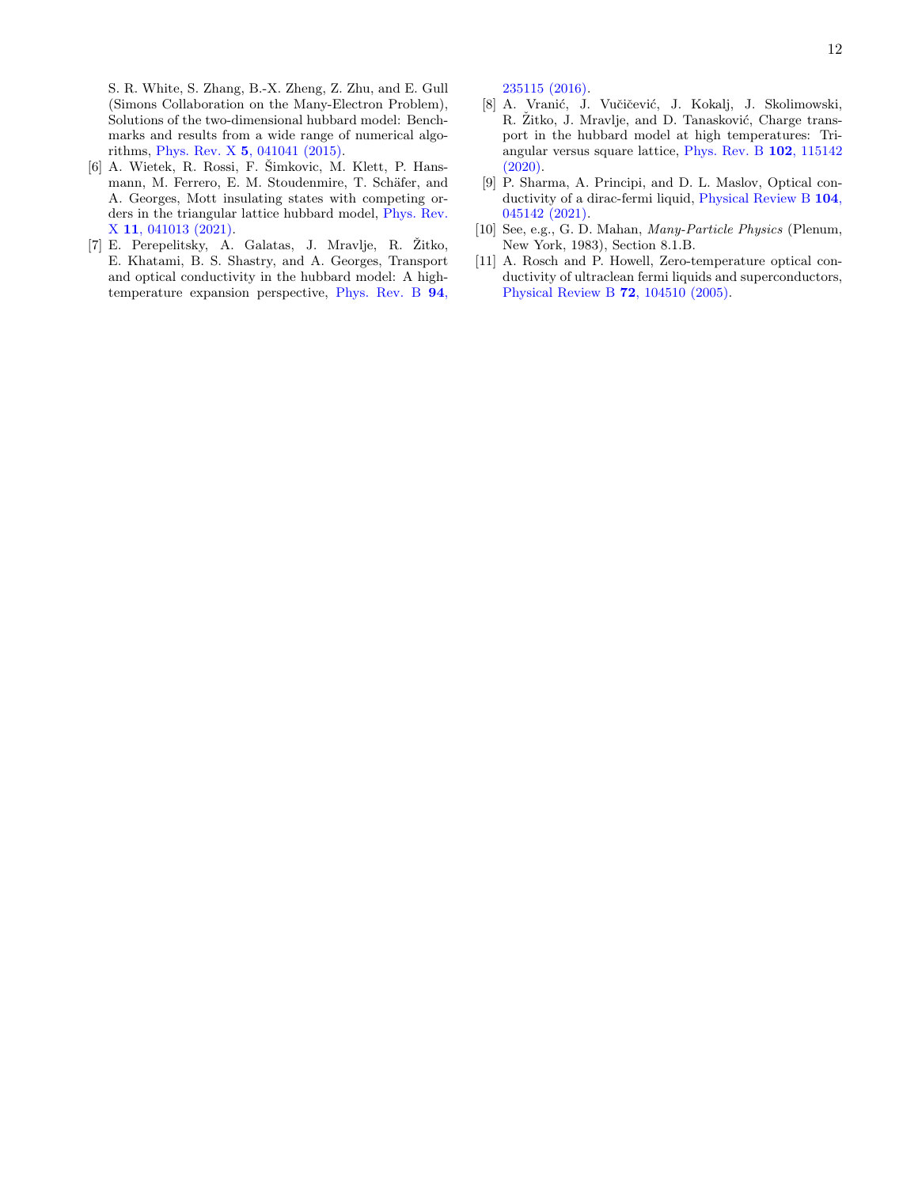S. R. White, S. Zhang, B.-X. Zheng, Z. Zhu, and E. Gull (Simons Collaboration on the Many-Electron Problem), Solutions of the two-dimensional hubbard model: Benchmarks and results from a wide range of numerical algorithms, Phys. Rev. X **5**, 041041 (2015).

[6] A. Wietek, R. Rossi, F. Šimkovic, M. Klett, P. Hansmann, M. Ferrero, E. M. Stoudenmire, T. Schäfer, and A. Georges, Mott insulating states with competing orders in the triangular lattice hubbard model, Phys. Rev. X **11**, 041013 (2021).

[7] E. Perepelitsky, A. Galatas, J. Mravlje, R. Žitko, E. Khatami, B. S. Shastry, and A. Georges, Transport and optical conductivity in the hubbard model: A high-temperature expansion perspective, Phys. Rev. B **94**, 235115 (2016).

[8] A. Vranić, J. Vučičević, J. Kokalj, J. Skolimowski, R. Žitko, J. Mravlje, and D. Tanasković, Charge transport in the hubbard model at high temperatures: Triangular versus square lattice, Phys. Rev. B **102**, 115142 (2020).

[9] P. Sharma, A. Principi, and D. L. Maslov, Optical conductivity of a dirac-fermi liquid, Physical Review B **104**, 045142 (2021).

[10] See, e.g., G. D. Mahan, *Many-Particle Physics* (Plenum, New York, 1983), Section 8.1.B.

[11] A. Rosch and P. Howell, Zero-temperature optical conductivity of ultraclean fermi liquids and superconductors, Physical Review B **72**, 104510 (2005).